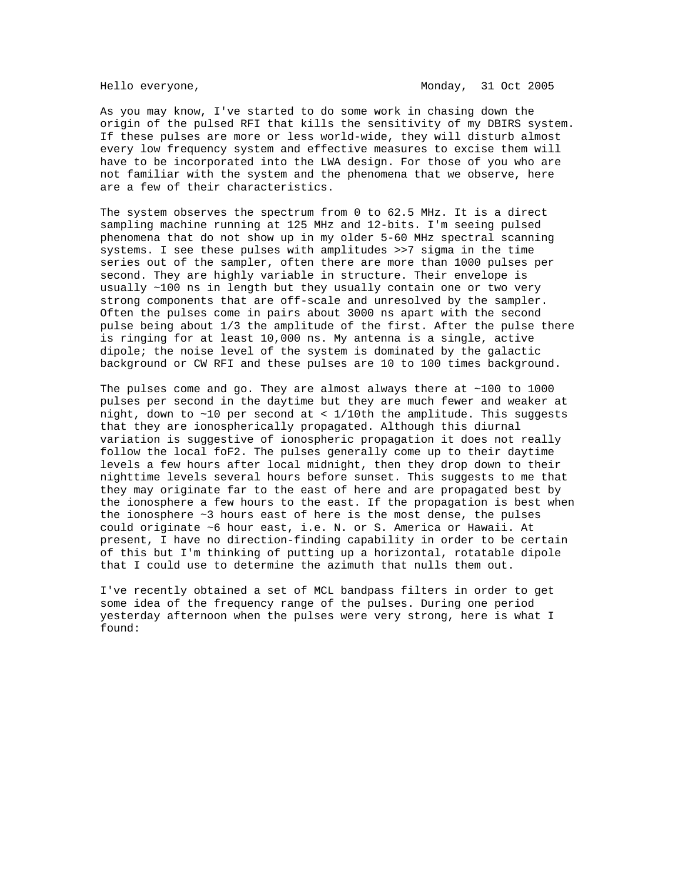Hello everyone, Monday, 31 Oct 2005

As you may know, I've started to do some work in chasing down the origin of the pulsed RFI that kills the sensitivity of my DBIRS system. If these pulses are more or less world-wide, they will disturb almost every low frequency system and effective measures to excise them will have to be incorporated into the LWA design. For those of you who are not familiar with the system and the phenomena that we observe, here are a few of their characteristics.

The system observes the spectrum from 0 to 62.5 MHz. It is a direct sampling machine running at 125 MHz and 12-bits. I'm seeing pulsed phenomena that do not show up in my older 5-60 MHz spectral scanning systems. I see these pulses with amplitudes >>7 sigma in the time series out of the sampler, often there are more than 1000 pulses per second. They are highly variable in structure. Their envelope is usually ~100 ns in length but they usually contain one or two very strong components that are off-scale and unresolved by the sampler. Often the pulses come in pairs about 3000 ns apart with the second pulse being about 1/3 the amplitude of the first. After the pulse there is ringing for at least 10,000 ns. My antenna is a single, active dipole; the noise level of the system is dominated by the galactic background or CW RFI and these pulses are 10 to 100 times background.

The pulses come and go. They are almost always there at ~100 to 1000 pulses per second in the daytime but they are much fewer and weaker at night, down to ~10 per second at < 1/10th the amplitude. This suggests that they are ionospherically propagated. Although this diurnal variation is suggestive of ionospheric propagation it does not really follow the local foF2. The pulses generally come up to their daytime levels a few hours after local midnight, then they drop down to their nighttime levels several hours before sunset. This suggests to me that they may originate far to the east of here and are propagated best by the ionosphere a few hours to the east. If the propagation is best when the ionosphere ~3 hours east of here is the most dense, the pulses could originate ~6 hour east, i.e. N. or S. America or Hawaii. At present, I have no direction-finding capability in order to be certain of this but I'm thinking of putting up a horizontal, rotatable dipole that I could use to determine the azimuth that nulls them out.

I've recently obtained a set of MCL bandpass filters in order to get some idea of the frequency range of the pulses. During one period yesterday afternoon when the pulses were very strong, here is what I found: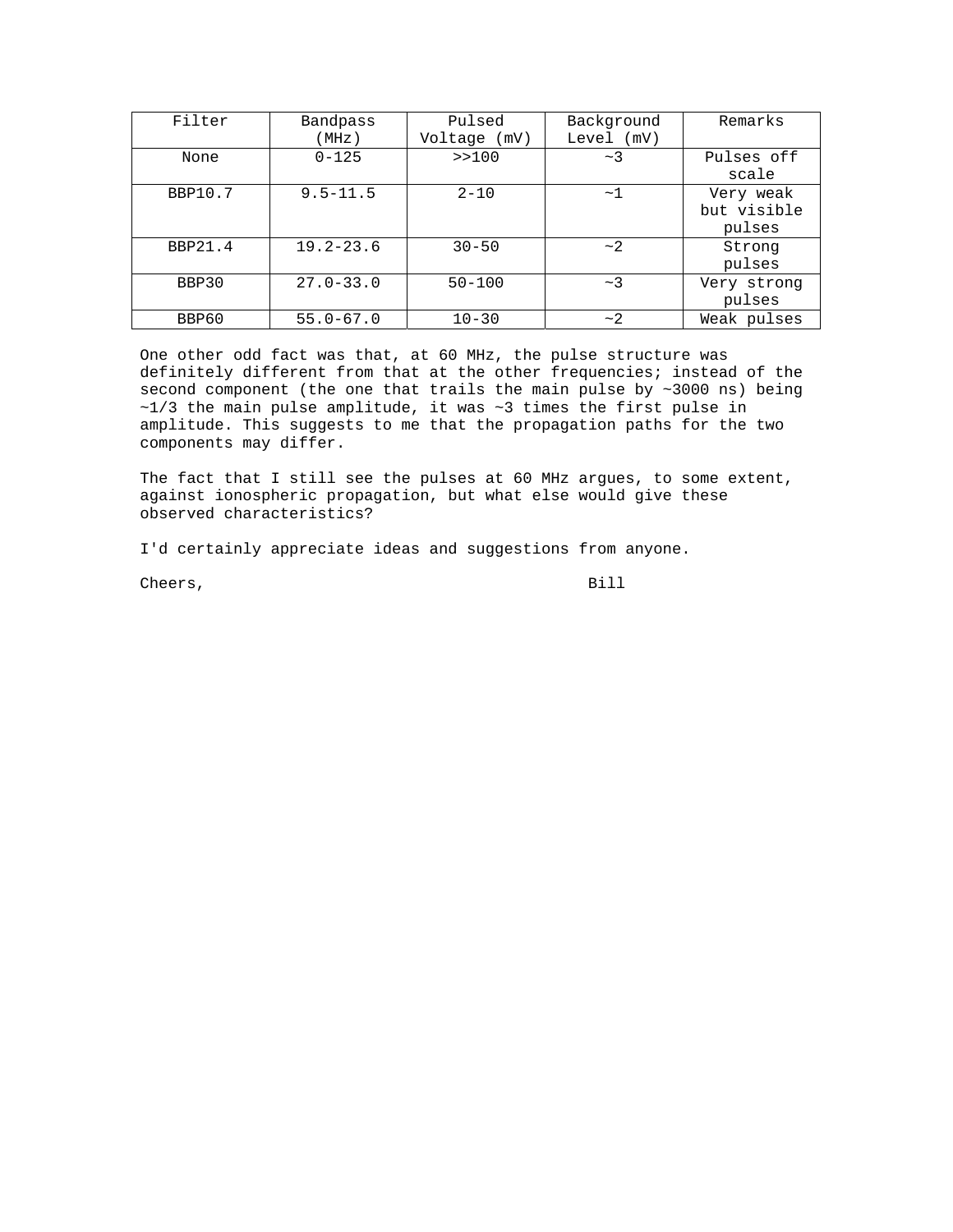| Filter | Bandpass (MHz) | Pulsed Voltage (mV) | Background Level (mV) | Remarks |
|---|---|---|---|---|
| None | 0-125 | >>100 | ~3 | Pulses off scale |
| BBP10.7 | 9.5-11.5 | 2-10 | ~1 | Very weak but visible pulses |
| BBP21.4 | 19.2-23.6 | 30-50 | ~2 | Strong pulses |
| BBP30 | 27.0-33.0 | 50-100 | ~3 | Very strong pulses |
| BBP60 | 55.0-67.0 | 10-30 | ~2 | Weak pulses |

One other odd fact was that, at 60 MHz, the pulse structure was definitely different from that at the other frequencies; instead of the second component (the one that trails the main pulse by ~3000 ns) being ~1/3 the main pulse amplitude, it was ~3 times the first pulse in amplitude. This suggests to me that the propagation paths for the two components may differ.

The fact that I still see the pulses at 60 MHz argues, to some extent, against ionospheric propagation, but what else would give these observed characteristics?

I'd certainly appreciate ideas and suggestions from anyone.

Cheers, Bill